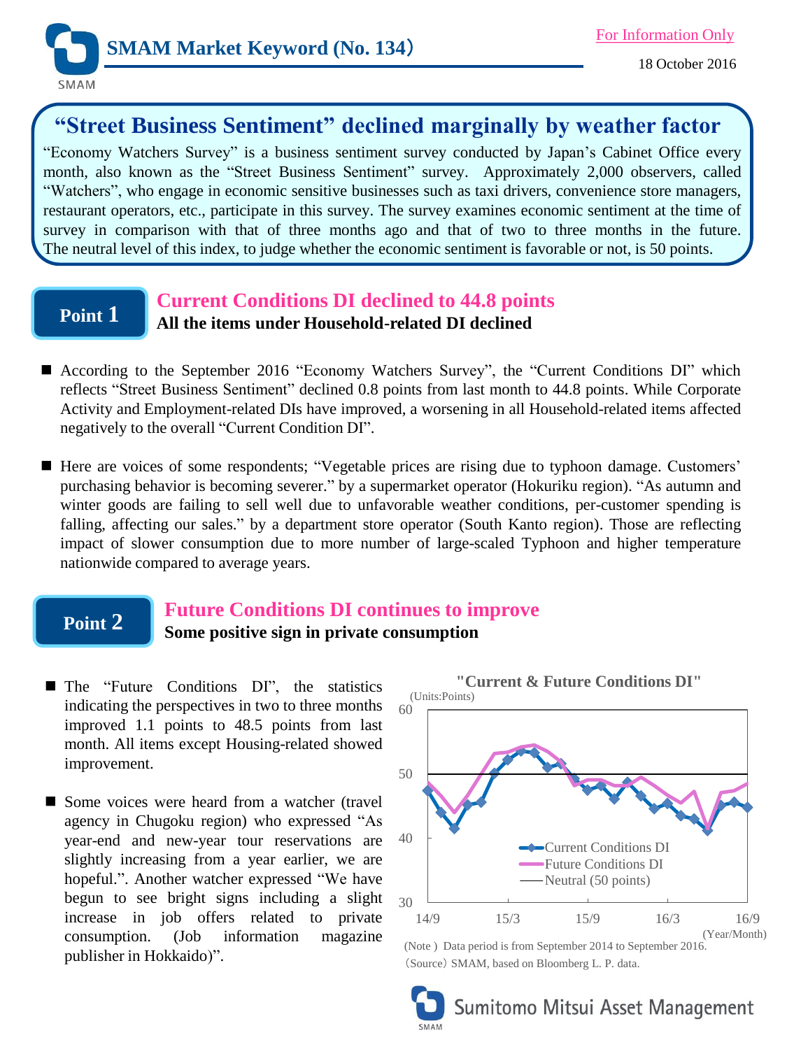# SMAM Market Keyword (No. 134)

For Information Only

18 October 2016

## "Street Business Sentiment" declined marginally by weather factor

"Economy Watchers Survey" is a business sentiment survey conducted by Japan's Cabinet Office every month, also known as the "Street Business Sentiment" survey. Approximately 2,000 observers, called "Watchers", who engage in economic sensitive businesses such as taxi drivers, convenience store managers, restaurant operators, etc., participate in this survey. The survey examines economic sentiment at the time of survey in comparison with that of three months ago and that of two to three months in the future. The neutral level of this index, to judge whether the economic sentiment is favorable or not, is 50 points.

## Point 1

### Current Conditions DI declined to 44.8 points

**All the items under Household-related DI declined**

- According to the September 2016 "Economy Watchers Survey", the "Current Conditions DI" which reflects "Street Business Sentiment" declined 0.8 points from last month to 44.8 points. While Corporate Activity and Employment-related DIs have improved, a worsening in all Household-related items affected negatively to the overall "Current Condition DI".
- Here are voices of some respondents; "Vegetable prices are rising due to typhoon damage. Customers' purchasing behavior is becoming severer." by a supermarket operator (Hokuriku region). "As autumn and winter goods are failing to sell well due to unfavorable weather conditions, per-customer spending is falling, affecting our sales." by a department store operator (South Kanto region). Those are reflecting impact of slower consumption due to more number of large-scaled Typhoon and higher temperature nationwide compared to average years.

## Point 2

### Future Conditions DI continues to improve

**Some positive sign in private consumption**

- The "Future Conditions DI", the statistics indicating the perspectives in two to three months improved 1.1 points to 48.5 points from last month. All items except Housing-related showed improvement.
- Some voices were heard from a watcher (travel agency in Chugoku region) who expressed "As year-end and new-year tour reservations are slightly increasing from a year earlier, we are hopeful.". Another watcher expressed "We have begun to see bright signs including a slight increase in job offers related to private consumption. (Job information magazine publisher in Hokkaido)".

**"Current & Future Conditions DI"**

(Units:Points)

Legend: Current Conditions DI; Future Conditions DI; Neutral (50 points)

Y-axis: 30, 40, 50, 60. X-axis: 14/9, 15/3, 15/9, 16/3, 16/9 (Year/Month)

(Note) Data period is from September 2014 to September 2016.

(Source) SMAM, based on Bloomberg L. P. data.

Sumitomo Mitsui Asset Management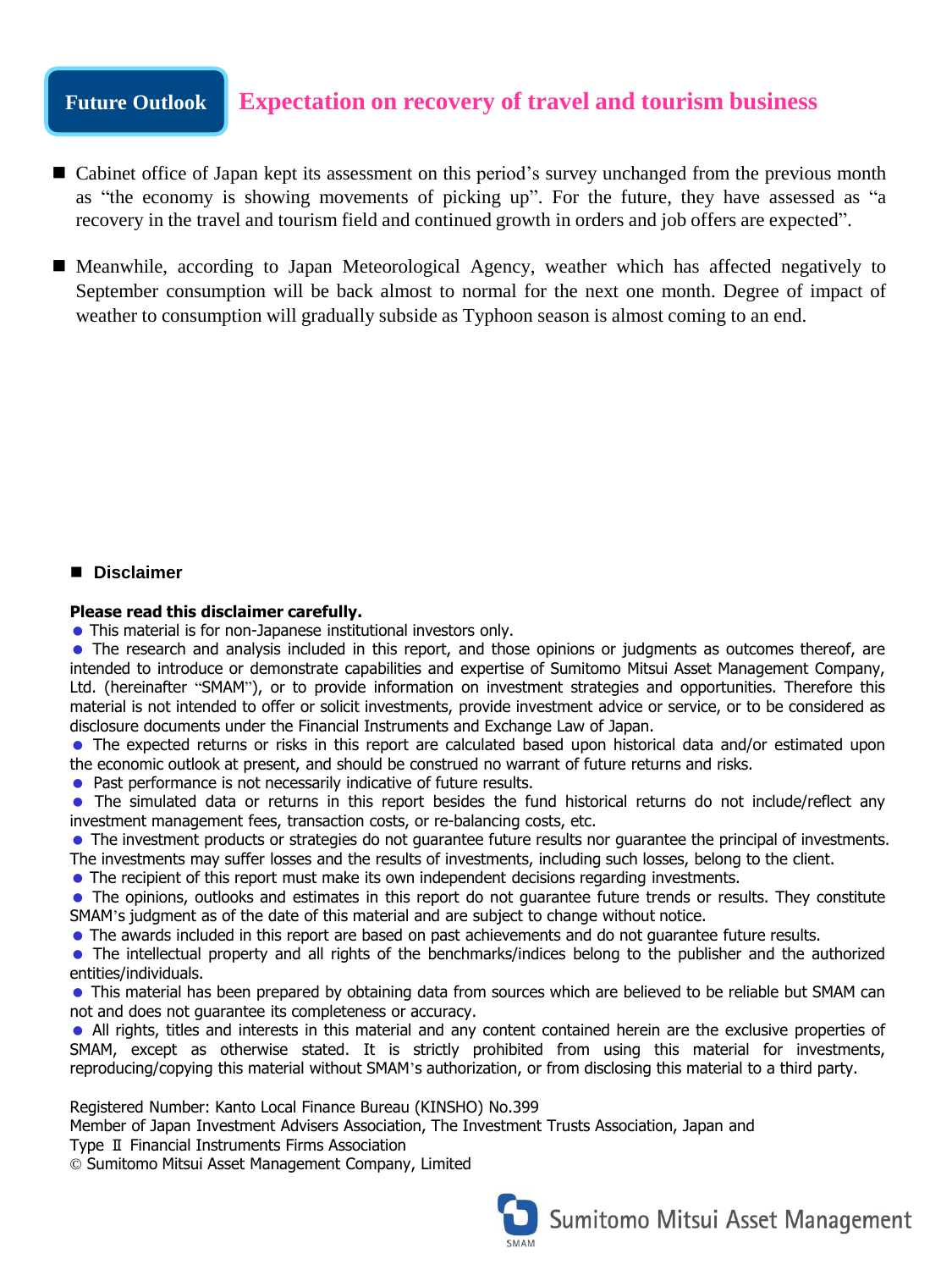## Future Outlook — Expectation on recovery of travel and tourism business

- Cabinet office of Japan kept its assessment on this period's survey unchanged from the previous month as "the economy is showing movements of picking up". For the future, they have assessed as "a recovery in the travel and tourism field and continued growth in orders and job offers are expected".

- Meanwhile, according to Japan Meteorological Agency, weather which has affected negatively to September consumption will be back almost to normal for the next one month. Degree of impact of weather to consumption will gradually subside as Typhoon season is almost coming to an end.

### Disclaimer

**Please read this disclaimer carefully.**

- This material is for non-Japanese institutional investors only.
- The research and analysis included in this report, and those opinions or judgments as outcomes thereof, are intended to introduce or demonstrate capabilities and expertise of Sumitomo Mitsui Asset Management Company, Ltd. (hereinafter "SMAM"), or to provide information on investment strategies and opportunities. Therefore this material is not intended to offer or solicit investments, provide investment advice or service, or to be considered as disclosure documents under the Financial Instruments and Exchange Law of Japan.
- The expected returns or risks in this report are calculated based upon historical data and/or estimated upon the economic outlook at present, and should be construed no warrant of future returns and risks.
- Past performance is not necessarily indicative of future results.
- The simulated data or returns in this report besides the fund historical returns do not include/reflect any investment management fees, transaction costs, or re-balancing costs, etc.
- The investment products or strategies do not guarantee future results nor guarantee the principal of investments. The investments may suffer losses and the results of investments, including such losses, belong to the client.
- The recipient of this report must make its own independent decisions regarding investments.
- The opinions, outlooks and estimates in this report do not guarantee future trends or results. They constitute SMAM's judgment as of the date of this material and are subject to change without notice.
- The awards included in this report are based on past achievements and do not guarantee future results.
- The intellectual property and all rights of the benchmarks/indices belong to the publisher and the authorized entities/individuals.
- This material has been prepared by obtaining data from sources which are believed to be reliable but SMAM can not and does not guarantee its completeness or accuracy.
- All rights, titles and interests in this material and any content contained herein are the exclusive properties of SMAM, except as otherwise stated. It is strictly prohibited from using this material for investments, reproducing/copying this material without SMAM's authorization, or from disclosing this material to a third party.

Registered Number: Kanto Local Finance Bureau (KINSHO) No.399
Member of Japan Investment Advisers Association, The Investment Trusts Association, Japan and Type Ⅱ Financial Instruments Firms Association
© Sumitomo Mitsui Asset Management Company, Limited

SMAM Sumitomo Mitsui Asset Management